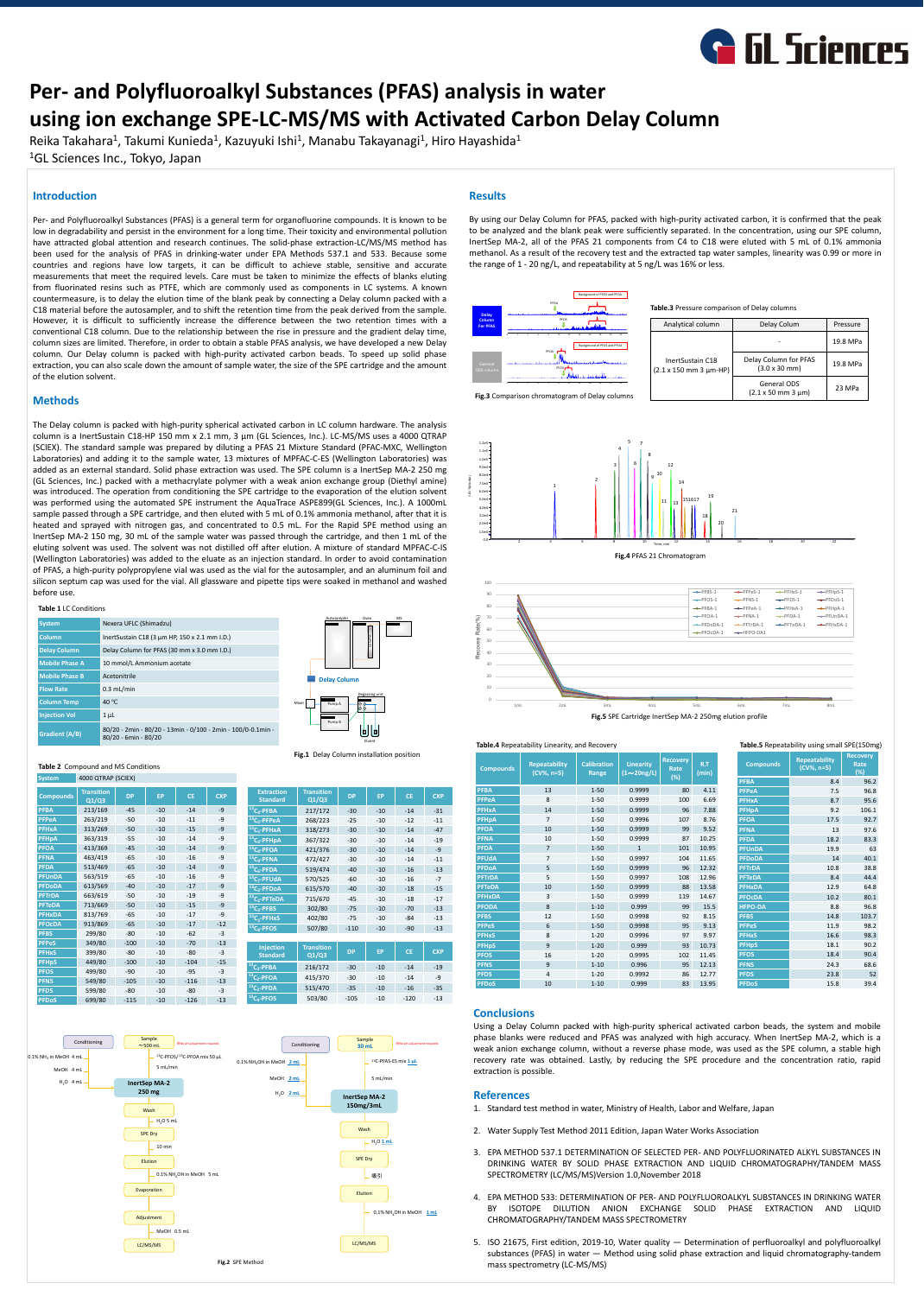# Per- and Polyfluoroalkyl Substances (PFAS) analysis in water using ion exchange SPE-LC-MS/MS with Activated Carbon Delay Column

Reika Takahara[1], Takumi Kunieda[1], Kazuyuki Ishi[1], Manabu Takayanagi[1], Hiro Hayashida[1]

[1]GL Sciences Inc., Tokyo, Japan

## Introduction

Per- and Polyfluoroalkyl Substances (PFAS) is a general term for organofluorine compounds. It is known to be low in degradability and persist in the environment for a long time. Their toxicity and environmental pollution have attracted global attention and research continues. The solid-phase extraction-LC/MS/MS method has been used for the analysis of PFAS in drinking-water under EPA Methods 537.1 and 533. Because some countries and regions have low targets, it can be difficult to achieve stable, sensitive and accurate measurements that meet the required levels. Care must be taken to minimize the effects of blanks eluting from fluorinated resins such as PTFE, which are commonly used as components in LC systems. A known countermeasure, is to delay the elution time of the blank peak by connecting a Delay column packed with a C18 material before the autosampler, and to shift the retention time from the peak derived from the sample. However, it is difficult to sufficiently increase the difference between the two retention times with a conventional C18 column. Due to the relationship between the rise in pressure and the gradient delay time, column sizes are limited. Therefore, in order to obtain a stable PFAS analysis, we have developed a new Delay column. Our Delay column is packed with high-purity activated carbon beads. To speed up solid phase extraction, you can also scale down the amount of sample water, the size of the SPE cartridge and the amount of the elution solvent.

## Methods

The Delay column is packed with high-purity spherical activated carbon in LC column hardware. The analysis column is a InertSustain C18-HP 150 mm x 2.1 mm, 3 μm (GL Sciences, Inc.). LC-MS/MS uses a 4000 QTRAP (SCIEX). The standard sample was prepared by diluting a PFAS 21 Mixture Standard (PFAC-MXC, Wellington Laboratories) and adding it to the sample water, 13 mixtures of MPFAC-C-ES (Wellington Laboratories) was added as an external standard. Solid phase extraction was used. The SPE column is a InertSep MA-2 250 mg (GL Sciences, Inc.) packed with a methacrylate polymer with a weak anion exchange group (Diethyl amine) was introduced. The operation from conditioning the SPE cartridge to the evaporation of the elution solvent was performed using the automated SPE instrument the AquaTrace ASPE899(GL Sciences, Inc.). A 1000mL sample passed through a SPE cartridge, and then eluted with 5 mL of 0.1% ammonia methanol, after that it is heated and sprayed with nitrogen gas, and concentrated to 0.5 mL. For the Rapid SPE method using an InertSep MA-2 150 mg, 30 mL of the sample water was passed through the cartridge, and then 1 mL of the eluting solvent was used. The solvent was not distilled off after elution. A mixture of standard MPFAC-C-IS (Wellington Laboratories) was added to the eluate as an injection standard. In order to avoid contamination of PFAS, a high-purity polypropylene vial was used as the vial for the autosampler, and an aluminum foil and silicon septum cap was used for the vial. All glassware and pipette tips were soaked in methanol and washed before use.

**Table 1** LC Conditions

| | |
|---|---|
| System | Nexera UFLC (Shimadzu) |
| Column | InertSustain C18 (3 μm HP, 150 x 2.1 mm I.D.) |
| Delay Column | Delay Column for PFAS (30 mm x 3.0 mm I.D.) |
| Mobile Phase A | 10 mmol/L Ammonium acetate |
| Mobile Phase B | Acetonitrile |
| Flow Rate | 0.3 mL/min |
| Column Temp | 40 ℃ |
| Injection Vol | 1 μL |
| Gradient (A/B) | 80/20 - 2min - 80/20 - 13min - 0/100 - 2min - 100/0-0.1min - 80/20 - 6min - 80/20 |

**Fig.1** Delay Column installation position

**Table 2** Compound and MS Conditions

System: 4000 QTRAP (SCIEX)

| Compounds | Transition Q1/Q3 | DP | EP | CE | CXP |
|---|---|---|---|---|---|
| PFBA | 213/169 | -45 | -10 | -14 | -9 |
| PFPeA | 263/219 | -50 | -10 | -11 | -9 |
| PFHxA | 313/269 | -50 | -10 | -15 | -9 |
| PFHpA | 363/319 | -55 | -10 | -14 | -9 |
| PFOA | 413/369 | -45 | -10 | -14 | -9 |
| PFNA | 463/419 | -65 | -10 | -16 | -9 |
| PFDA | 513/469 | -65 | -10 | -14 | -9 |
| PFUnDA | 563/519 | -65 | -10 | -16 | -9 |
| PFDoDA | 613/569 | -40 | -10 | -17 | -9 |
| PFTrDA | 663/619 | -50 | -10 | -19 | -9 |
| PFTeDA | 713/669 | -50 | -10 | -15 | -9 |
| PFHxDA | 813/769 | -65 | -10 | -17 | -9 |
| PFOcDA | 913/869 | -65 | -10 | -17 | -12 |
| PFBS | 299/80 | -80 | -10 | -62 | -3 |
| PFPeS | 349/80 | -100 | -10 | -70 | -13 |
| PFHxS | 399/80 | -80 | -10 | -80 | -3 |
| PFHpS | 449/80 | -100 | -10 | -104 | -15 |
| PFOS | 499/80 | -90 | -10 | -95 | -3 |
| PFNS | 549/80 | -105 | -10 | -116 | -13 |
| PFDS | 599/80 | -80 | -10 | -80 | -3 |
| PFDoS | 699/80 | -115 | -10 | -126 | -13 |

| Extraction Standard | Transition Q1/Q3 | DP | EP | CE | CXP |
|---|---|---|---|---|---|
| $^{13}C_4$-PFBA | 217/172 | -30 | -10 | -14 | -31 |
| $^{13}C_5$-PFPeA | 268/223 | -25 | -10 | -12 | -11 |
| $^{13}C_5$-PFHxA | 318/273 | -30 | -10 | -14 | -47 |
| $^{13}C_4$-PFHpA | 367/322 | -30 | -10 | -14 | -19 |
| $^{13}C_8$-PFOA | 421/376 | -30 | -10 | -14 | -9 |
| $^{13}C_9$-PFNA | 472/427 | -30 | -10 | -14 | -11 |
| $^{13}C_6$-PFDA | 519/474 | -40 | -10 | -16 | -13 |
| $^{13}C_7$-PFUdA | 570/525 | -60 | -10 | -16 | -7 |
| $^{13}C_2$-PFDoA | 615/570 | -40 | -10 | -18 | -15 |
| $^{13}C_2$-PFTeDA | 715/670 | -45 | -10 | -18 | -17 |
| $^{13}C_3$-PFBS | 302/80 | -75 | -10 | -70 | -13 |
| $^{13}C_3$-PFHxS | 402/80 | -75 | -10 | -84 | -13 |
| $^{13}C_8$-PFOS | 507/80 | -110 | -10 | -90 | -13 |

| Injection Standard | Transition Q1/Q3 | DP | EP | CE | CXP |
|---|---|---|---|---|---|
| $^{13}C_2$-PFBA | 216/172 | -30 | -10 | -14 | -19 |
| $^{13}C_4$-PFOA | 415/370 | -30 | -10 | -14 | -9 |
| $^{13}C_2$-PFDA | 515/470 | -35 | -10 | -16 | -35 |
| $^{13}C_4$-PFOS | 503/80 | -105 | -10 | -120 | -13 |

**Fig.2** SPE Method

## Results

By using our Delay Column for PFAS, packed with high-purity activated carbon, it is confirmed that the peak to be analyzed and the blank peak were sufficiently separated. In the concentration, using our SPE column, InertSep MA-2, all of the PFAS 21 components from C4 to C18 were eluted with 5 mL of 0.1% ammonia methanol. As a result of the recovery test and the extracted tap water samples, linearity was 0.99 or more in the range of 1 - 20 ng/L, and repeatability at 5 ng/L was 16% or less.

**Fig.3** Comparison chromatogram of Delay columns

**Table.3** Pressure comparison of Delay columns

| Analytical column | Delay Colum | Pressure |
|---|---|---|
| InertSustain C18 (2.1 x 150 mm 3 μm-HP) | - | 19.8 MPa |
| | Delay Column for PFAS (3.0 x 30 mm) | 19.8 MPa |
| | General ODS (2.1 x 50 mm 3 μm) | 23 MPa |

**Fig.4** PFAS 21 Chromatogram

**Fig.5** SPE Cartridge InertSep MA-2 250mg elution profile

**Table.4** Repeatability Linearity, and Recovery

| Compounds | Repeatability (CV%, n=5) | Calibration Range | Linearity (1〜20ng/L) | Recovery Rate (%) | R.T (min) |
|---|---|---|---|---|---|
| PFBA | 13 | 1-50 | 0.9999 | 80 | 4.11 |
| PFPeA | 8 | 1-50 | 0.9999 | 100 | 6.69 |
| PFHxA | 14 | 1-50 | 0.9999 | 96 | 7.88 |
| PFHpA | 7 | 1-50 | 0.9996 | 107 | 8.76 |
| PFOA | 10 | 1-50 | 0.9999 | 99 | 9.52 |
| PFNA | 10 | 1-50 | 0.9999 | 87 | 10.25 |
| PFDA | 7 | 1-50 | 1 | 101 | 10.95 |
| PFUdA | 7 | 1-50 | 0.9997 | 104 | 11.65 |
| PFDoA | 5 | 1-50 | 0.9999 | 96 | 12.32 |
| PFTrDA | 5 | 1-50 | 0.9997 | 108 | 12.96 |
| PFTeDA | 10 | 1-50 | 0.9999 | 88 | 13.58 |
| PFHxDA | 3 | 1-50 | 0.9999 | 119 | 14.67 |
| PFODA | 8 | 1-10 | 0.999 | 99 | 15.5 |
| PFBS | 12 | 1-50 | 0.9998 | 92 | 8.15 |
| PFPeS | 6 | 1-50 | 0.9998 | 95 | 9.13 |
| PFHxS | 8 | 1-20 | 0.9996 | 97 | 9.97 |
| PFHpS | 9 | 1-20 | 0.999 | 93 | 10.73 |
| PFOS | 16 | 1-20 | 0.9995 | 102 | 11.45 |
| PFNS | 9 | 1-10 | 0.996 | 95 | 12.13 |
| PFDS | 4 | 1-20 | 0.9992 | 86 | 12.77 |
| PFDoS | 10 | 1-10 | 0.999 | 83 | 13.95 |

**Table.5** Repeatability using small SPE(150mg)

| Compounds | Repeatability (CV%, n=5) | Recovery Rate (%) |
|---|---|---|
| PFBA | 8.4 | 96.2 |
| PFPeA | 7.5 | 96.8 |
| PFHxA | 8.7 | 95.6 |
| PFHpA | 9.2 | 106.1 |
| PFOA | 17.5 | 92.7 |
| PFNA | 13 | 97.6 |
| PFDA | 18.2 | 83.3 |
| PFUnDA | 19.9 | 63 |
| PFDoDA | 14 | 40.1 |
| PFTrDA | 10.8 | 38.8 |
| PFTeDA | 8.4 | 44.4 |
| PFHxDA | 12.9 | 64.8 |
| PFOcDA | 10.2 | 80.1 |
| HFPO-DA | 8.8 | 96.8 |
| PFBS | 14.8 | 103.7 |
| PFPeS | 11.9 | 98.2 |
| PFHxS | 16.6 | 98.3 |
| PFHpS | 18.1 | 90.2 |
| PFOS | 18.4 | 90.4 |
| PFNS | 24.3 | 68.6 |
| PFDS | 23.8 | 52 |
| PFDoS | 15.8 | 39.4 |

## Conclusions

Using a Delay Column packed with high-purity spherical activated carbon beads, the system and mobile phase blanks were reduced and PFAS was analyzed with high accuracy. When InertSep MA-2, which is a weak anion exchange column, without a reverse phase mode, was used as the SPE column, a stable high recovery rate was obtained. Lastly, by reducing the SPE procedure and the concentration ratio, rapid extraction is possible.

## References

1. Standard test method in water, Ministry of Health, Labor and Welfare, Japan
2. Water Supply Test Method 2011 Edition, Japan Water Works Association
3. EPA METHOD 537.1 DETERMINATION OF SELECTED PER- AND POLYFLUORINATED ALKYL SUBSTANCES IN DRINKING WATER BY SOLID PHASE EXTRACTION AND LIQUID CHROMATOGRAPHY/TANDEM MASS SPECTROMETRY (LC/MS/MS)Version 1.0,November 2018
4. EPA METHOD 533: DETERMINATION OF PER- AND POLYFLUOROALKYL SUBSTANCES IN DRINKING WATER BY ISOTOPE DILUTION ANION EXCHANGE SOLID PHASE EXTRACTION AND LIQUID CHROMATOGRAPHY/TANDEM MASS SPECTROMETRY
5. ISO 21675, First edition, 2019-10, Water quality — Determination of perfluoroalkyl and polyfluoroalkyl substances (PFAS) in water — Method using solid phase extraction and liquid chromatography-tandem mass spectrometry (LC-MS/MS)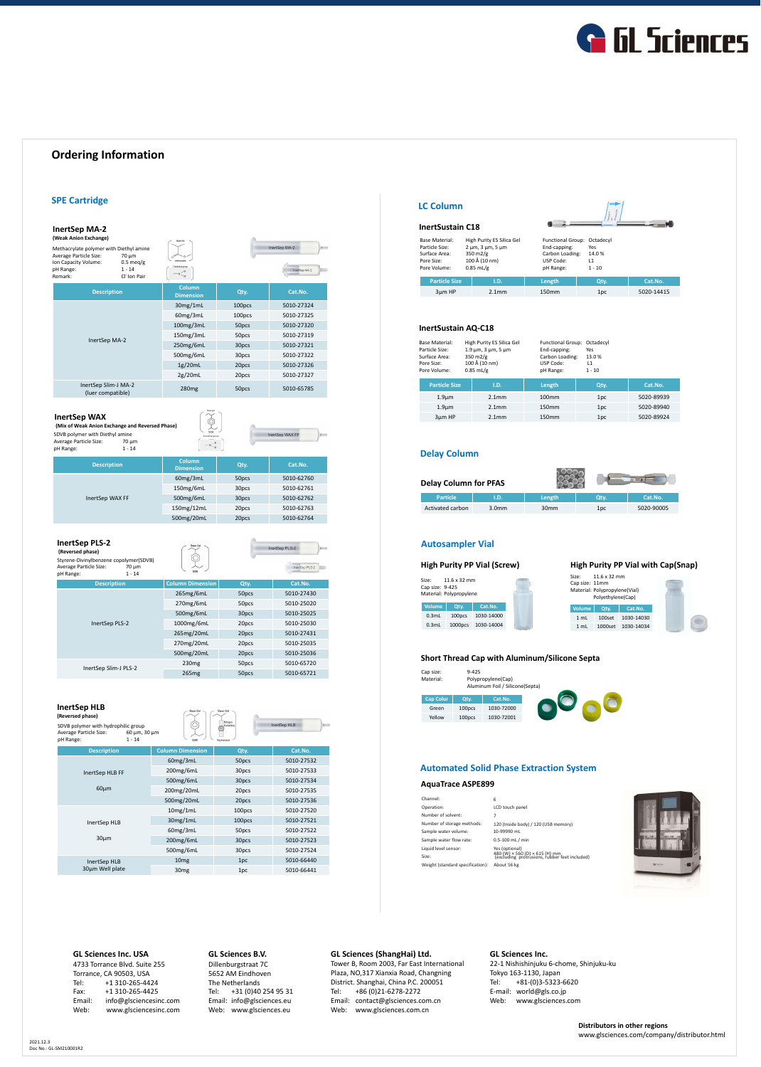# Ordering Information

## SPE Cartridge

### InertSep MA-2

**(Weak Anion Exchange)**

Methacrylate polymer with Diethyl amine
Average Particle Size: 70 µm
Ion Capacity Volume: 0.5 meq/g
pH Range: 1 - 14
Remark: Cl⁻ Ion Pair

| Description | Column Dimension | Qty. | Cat.No. |
|---|---|---|---|
| InertSep MA-2 | 30mg/1mL | 100pcs | 5010-27324 |
| | 60mg/3mL | 100pcs | 5010-27325 |
| | 100mg/3mL | 50pcs | 5010-27320 |
| | 150mg/3mL | 50pcs | 5010-27319 |
| | 250mg/6mL | 30pcs | 5010-27321 |
| | 500mg/6mL | 30pcs | 5010-27322 |
| | 1g/20mL | 20pcs | 5010-27326 |
| | 2g/20mL | 20pcs | 5010-27327 |
| InertSep Slim-J MA-2 (luer compatible) | 280mg | 50pcs | 5010-65785 |

### InertSep WAX

**(Mix of Weak Anion Exchange and Reversed Phase)**

SDVB polymer with Diethyl amine
Average Particle Size: 70 µm
pH Range: 1 - 14

| Description | Column Dimension | Qty. | Cat.No. |
|---|---|---|---|
| InertSep WAX FF | 60mg/3mL | 50pcs | 5010-62760 |
| | 150mg/6mL | 30pcs | 5010-62761 |
| | 500mg/6mL | 30pcs | 5010-62762 |
| | 150mg/12mL | 20pcs | 5010-62763 |
| | 500mg/20mL | 20pcs | 5010-62764 |

### InertSep PLS-2

**(Reversed phase)**

Styrene-Divinylbenzene copolymer(SDVB)
Average Particle Size: 70 µm
pH Range: 1 - 14

| Description | Column Dimension | Qty. | Cat.No. |
|---|---|---|---|
| InertSep PLS-2 | 265mg/6mL | 50pcs | 5010-27430 |
| | 270mg/6mL | 50pcs | 5010-25020 |
| | 500mg/6mL | 30pcs | 5010-25025 |
| | 1000mg/6mL | 20pcs | 5010-25030 |
| | 265mg/20mL | 20pcs | 5010-27431 |
| | 270mg/20mL | 20pcs | 5010-25035 |
| | 500mg/20mL | 20pcs | 5010-25036 |
| InertSep Slim-J PLS-2 | 230mg | 50pcs | 5010-65720 |
| | 265mg | 50pcs | 5010-65721 |

### InertSep HLB

**(Reversed phase)**

SDVB polymer with hydrophilic group
Average Particle Size: 60 µm, 30 µm
pH Range: 1 - 14

| Description | Column Dimension | Qty. | Cat.No. |
|---|---|---|---|
| InertSep HLB FF 60µm | 60mg/3mL | 50pcs | 5010-27532 |
| | 200mg/6mL | 30pcs | 5010-27533 |
| | 500mg/6mL | 30pcs | 5010-27534 |
| | 200mg/20mL | 20pcs | 5010-27535 |
| | 500mg/20mL | 20pcs | 5010-27536 |
| InertSep HLB 30µm | 10mg/1mL | 100pcs | 5010-27520 |
| | 30mg/1mL | 100pcs | 5010-27521 |
| | 60mg/3mL | 50pcs | 5010-27522 |
| | 200mg/6mL | 30pcs | 5010-27523 |
| | 500mg/6mL | 30pcs | 5010-27524 |
| InertSep HLB 30µm Well plate | 10mg | 1pc | 5010-66440 |
| | 30mg | 1pc | 5010-66441 |

## LC Column

### InertSustain C18

Base Material: High Purity ES Silica Gel
Particle Size: 2 µm, 3 µm, 5 µm
Surface Area: 350 m2/g
Pore Size: 100 Å (10 nm)
Pore Volume: 0.85 mL/g
Functional Group: Octadecyl
End-capping: Yes
Carbon Loading: 14.0 %
USP Code: L1
pH Range: 1 - 10

| Particle Size | I.D. | Length | Qty. | Cat.No. |
|---|---|---|---|---|
| 3µm HP | 2.1mm | 150mm | 1pc | 5020-14415 |

### InertSustain AQ-C18

Base Material: High Purity ES Silica Gel
Particle Size: 1.9 µm, 3 µm, 5 µm
Surface Area: 350 m2/g
Pore Size: 100 Å (10 nm)
Pore Volume: 0.85 mL/g
Functional Group: Octadecyl
End-capping: Yes
Carbon Loading: 13.0 %
USP Code: L1
pH Range: 1 - 10

| Particle Size | I.D. | Length | Qty. | Cat.No. |
|---|---|---|---|---|
| 1.9µm | 2.1mm | 100mm | 1pc | 5020-89939 |
| 1.9µm | 2.1mm | 150mm | 1pc | 5020-89940 |
| 3µm HP | 2.1mm | 150mm | 1pc | 5020-89924 |

## Delay Column

### Delay Column for PFAS

| Particle | I.D. | Length | Qty. | Cat.No. |
|---|---|---|---|---|
| Activated carbon | 3.0mm | 30mm | 1pc | 5020-90005 |

## Autosampler Vial

### High Purity PP Vial (Screw)

Size: 11.6 x 32 mm
Cap size: 9-425
Material: Polypropylene

| Volume | Qty. | Cat.No. |
|---|---|---|
| 0.3mL | 100pcs | 1030-14000 |
| 0.3mL | 1000pcs | 1030-14004 |

### High Purity PP Vial with Cap(Snap)

Size: 11.6 x 32 mm
Cap size: 11mm
Material: Polypropylene(Vial)
Polyethylene(Cap)

| Volume | Qty. | Cat.No. |
|---|---|---|
| 1 mL | 100set | 1030-14030 |
| 1 mL | 1000set | 1030-14034 |

### Short Thread Cap with Aluminum/Silicone Septa

Cap size: 9-425
Material: Polypropylene(Cap)
Aluminum Foil / Silicone(Septa)

| Cap Color | Qty. | Cat.No. |
|---|---|---|
| Green | 100pcs | 1030-72000 |
| Yellow | 100pcs | 1030-72001 |

## Automated Solid Phase Extraction System

### AquaTrace ASPE899

| | |
|---|---|
| Channel: | 6 |
| Operation: | LCD touch panel |
| Number of solvent: | 7 |
| Number of storage methods: | 120 (Inside body) / 120 (USB memory) |
| Sample water volume: | 10-99990 mL |
| Sample water flow rate: | 0.5-100 mL / min |
| Liquid level sensor: | Yes (optional) |
| Size: | 480 (W) × 560 (D) × 615 (H) mm (excluding protrusions, rubber feet included) |
| Weight (standard specification): | About 56 kg |

**GL Sciences Inc. USA**
4733 Torrance Blvd. Suite 255
Torrance, CA 90503, USA
Tel: +1 310-265-4424
Fax: +1 310-265-4425
Email: info@glsciencesinc.com
Web: www.glsciencesinc.com

**GL Sciences B.V.**
Dillenburgstraat 7C
5652 AM Eindhoven
The Netherlands
Tel: +31 (0)40 254 95 31
Email: info@glsciences.eu
Web: www.glsciences.eu

**GL Sciences (ShangHai) Ltd.**
Tower B, Room 2003, Far East International Plaza, NO,317 Xianxia Road, Changning District. Shanghai, China P.C. 200051
Tel: +86 (0)21-6278-2272
Email: contact@glsciences.com.cn
Web: www.glsciences.com.cn

**GL Sciences Inc.**
22-1 Nishishinjuku 6-chome, Shinjuku-ku
Tokyo 163-1130, Japan
Tel: +81-(0)3-5323-6620
E-mail: world@gls.co.jp
Web: www.glsciences.com

**Distributors in other regions**
www.glsciences.com/company/distributor.html

2021.12.3
Doc No.: GL-SM210001R2